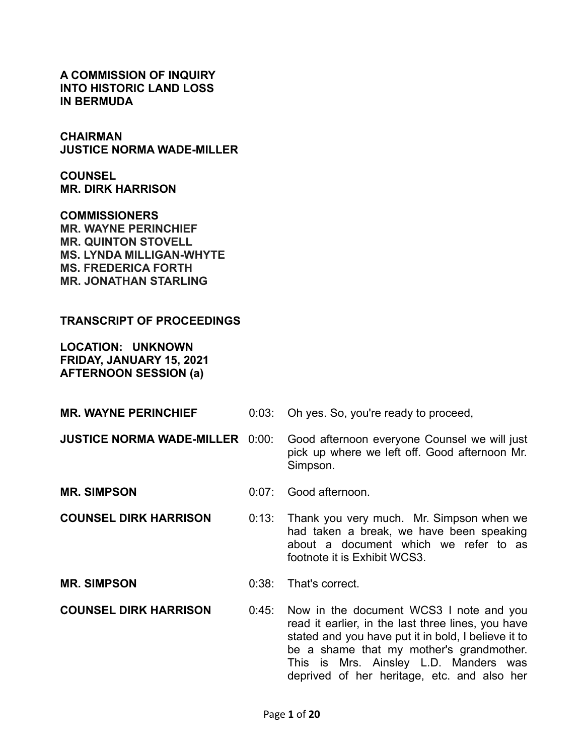**A COMMISSION OF INQUIRY INTO HISTORIC LAND LOSS IN BERMUDA**

**CHAIRMAN**
**JUSTICE NORMA WADE-MILLER**

**COUNSEL**
**MR. DIRK HARRISON**

**COMMISSIONERS**
**MR. WAYNE PERINCHIEF**
**MR. QUINTON STOVELL**
**MS. LYNDA MILLIGAN-WHYTE**
**MS. FREDERICA FORTH**
**MR. JONATHAN STARLING**

**TRANSCRIPT OF PROCEEDINGS**

**LOCATION: UNKNOWN**
**FRIDAY, JANUARY 15, 2021**
**AFTERNOON SESSION (a)**

| | | |
|---|---|---|
| **MR. WAYNE PERINCHIEF** | 0:03: | Oh yes. So, you're ready to proceed, |
| **JUSTICE NORMA WADE-MILLER** | 0:00: | Good afternoon everyone Counsel we will just pick up where we left off. Good afternoon Mr. Simpson. |
| **MR. SIMPSON** | 0:07: | Good afternoon. |
| **COUNSEL DIRK HARRISON** | 0:13: | Thank you very much. Mr. Simpson when we had taken a break, we have been speaking about a document which we refer to as footnote it is Exhibit WCS3. |
| **MR. SIMPSON** | 0:38: | That's correct. |
| **COUNSEL DIRK HARRISON** | 0:45: | Now in the document WCS3 I note and you read it earlier, in the last three lines, you have stated and you have put it in bold, I believe it to be a shame that my mother's grandmother. This is Mrs. Ainsley L.D. Manders was deprived of her heritage, etc. and also her |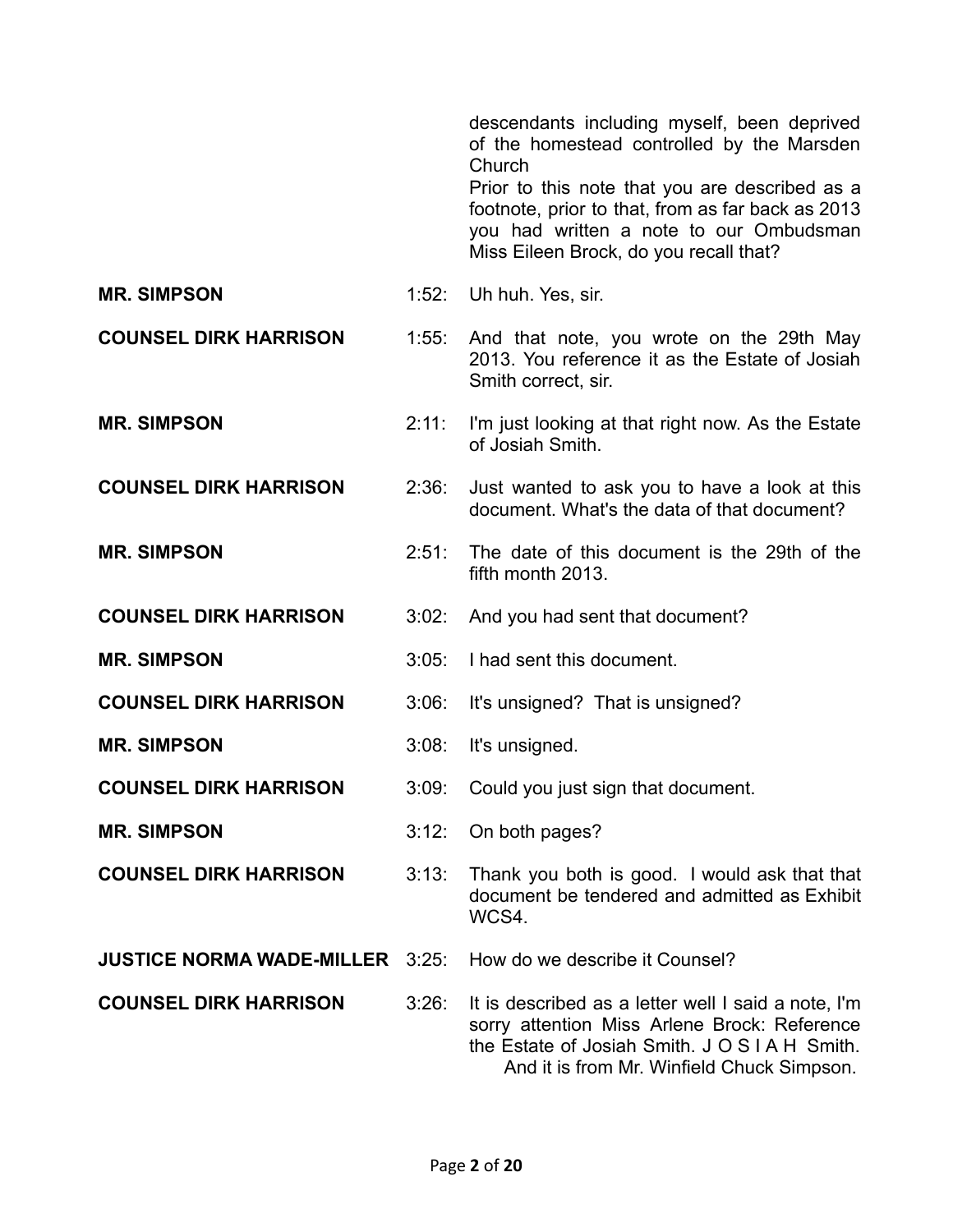descendants including myself, been deprived of the homestead controlled by the Marsden Church
Prior to this note that you are described as a footnote, prior to that, from as far back as 2013 you had written a note to our Ombudsman Miss Eileen Brock, do you recall that?

| | | |
|---|---|---|
| **MR. SIMPSON** | 1:52: | Uh huh. Yes, sir. |
| **COUNSEL DIRK HARRISON** | 1:55: | And that note, you wrote on the 29th May 2013. You reference it as the Estate of Josiah Smith correct, sir. |
| **MR. SIMPSON** | 2:11: | I'm just looking at that right now. As the Estate of Josiah Smith. |
| **COUNSEL DIRK HARRISON** | 2:36: | Just wanted to ask you to have a look at this document. What's the data of that document? |
| **MR. SIMPSON** | 2:51: | The date of this document is the 29th of the fifth month 2013. |
| **COUNSEL DIRK HARRISON** | 3:02: | And you had sent that document? |
| **MR. SIMPSON** | 3:05: | I had sent this document. |
| **COUNSEL DIRK HARRISON** | 3:06: | It's unsigned? That is unsigned? |
| **MR. SIMPSON** | 3:08: | It's unsigned. |
| **COUNSEL DIRK HARRISON** | 3:09: | Could you just sign that document. |
| **MR. SIMPSON** | 3:12: | On both pages? |
| **COUNSEL DIRK HARRISON** | 3:13: | Thank you both is good. I would ask that that document be tendered and admitted as Exhibit WCS4. |
| **JUSTICE NORMA WADE-MILLER** | 3:25: | How do we describe it Counsel? |
| **COUNSEL DIRK HARRISON** | 3:26: | It is described as a letter well I said a note, I'm sorry attention Miss Arlene Brock: Reference the Estate of Josiah Smith. J O S I A H Smith. And it is from Mr. Winfield Chuck Simpson. |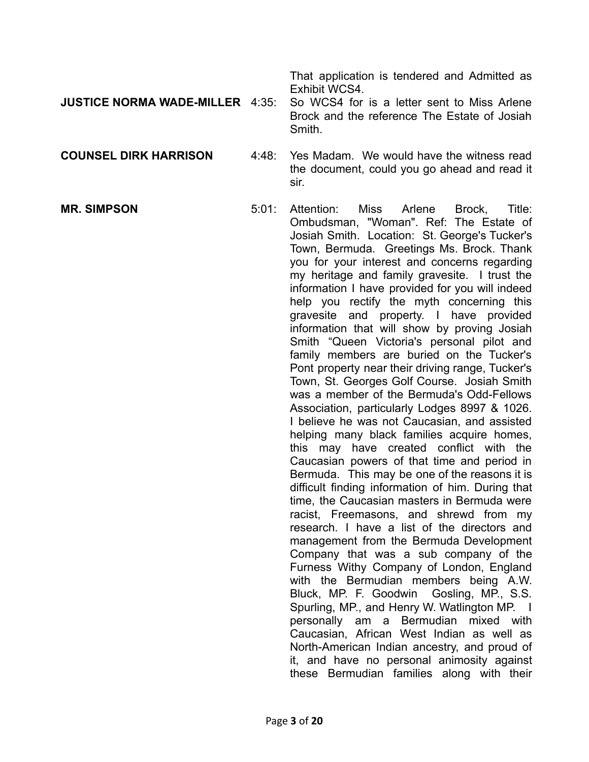That application is tendered and Admitted as Exhibit WCS4.

**JUSTICE NORMA WADE-MILLER** 4:35: So WCS4 for is a letter sent to Miss Arlene Brock and the reference The Estate of Josiah Smith.

**COUNSEL DIRK HARRISON** 4:48: Yes Madam. We would have the witness read the document, could you go ahead and read it sir.

**MR. SIMPSON** 5:01: Attention: Miss Arlene Brock, Title: Ombudsman, "Woman". Ref: The Estate of Josiah Smith. Location: St. George's Tucker's Town, Bermuda. Greetings Ms. Brock. Thank you for your interest and concerns regarding my heritage and family gravesite. I trust the information I have provided for you will indeed help you rectify the myth concerning this gravesite and property. I have provided information that will show by proving Josiah Smith "Queen Victoria's personal pilot and family members are buried on the Tucker's Pont property near their driving range, Tucker's Town, St. Georges Golf Course. Josiah Smith was a member of the Bermuda's Odd-Fellows Association, particularly Lodges 8997 & 1026. I believe he was not Caucasian, and assisted helping many black families acquire homes, this may have created conflict with the Caucasian powers of that time and period in Bermuda. This may be one of the reasons it is difficult finding information of him. During that time, the Caucasian masters in Bermuda were racist, Freemasons, and shrewd from my research. I have a list of the directors and management from the Bermuda Development Company that was a sub company of the Furness Withy Company of London, England with the Bermudian members being A.W. Bluck, MP. F. Goodwin Gosling, MP., S.S. Spurling, MP., and Henry W. Watlington MP. I personally am a Bermudian mixed with Caucasian, African West Indian as well as North-American Indian ancestry, and proud of it, and have no personal animosity against these Bermudian families along with their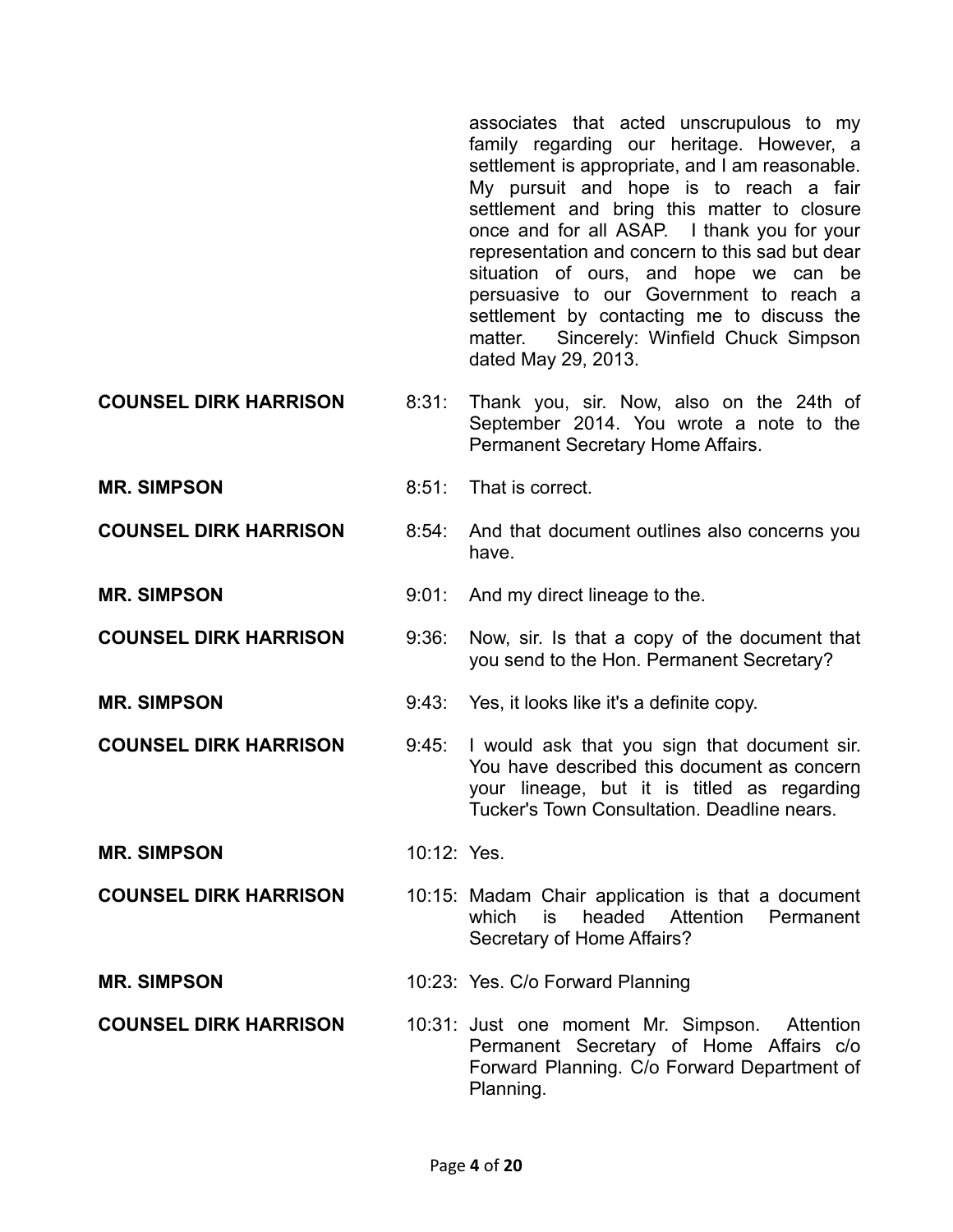associates that acted unscrupulous to my family regarding our heritage. However, a settlement is appropriate, and I am reasonable. My pursuit and hope is to reach a fair settlement and bring this matter to closure once and for all ASAP. I thank you for your representation and concern to this sad but dear situation of ours, and hope we can be persuasive to our Government to reach a settlement by contacting me to discuss the matter. Sincerely: Winfield Chuck Simpson dated May 29, 2013.

| | | |
|---|---|---|
| **COUNSEL DIRK HARRISON** | 8:31: | Thank you, sir. Now, also on the 24th of September 2014. You wrote a note to the Permanent Secretary Home Affairs. |
| **MR. SIMPSON** | 8:51: | That is correct. |
| **COUNSEL DIRK HARRISON** | 8:54: | And that document outlines also concerns you have. |
| **MR. SIMPSON** | 9:01: | And my direct lineage to the. |
| **COUNSEL DIRK HARRISON** | 9:36: | Now, sir. Is that a copy of the document that you send to the Hon. Permanent Secretary? |
| **MR. SIMPSON** | 9:43: | Yes, it looks like it's a definite copy. |
| **COUNSEL DIRK HARRISON** | 9:45: | I would ask that you sign that document sir. You have described this document as concern your lineage, but it is titled as regarding Tucker's Town Consultation. Deadline nears. |
| **MR. SIMPSON** | 10:12: | Yes. |
| **COUNSEL DIRK HARRISON** | 10:15: | Madam Chair application is that a document which is headed Attention Permanent Secretary of Home Affairs? |
| **MR. SIMPSON** | 10:23: | Yes. C/o Forward Planning |
| **COUNSEL DIRK HARRISON** | 10:31: | Just one moment Mr. Simpson. Attention Permanent Secretary of Home Affairs c/o Forward Planning. C/o Forward Department of Planning. |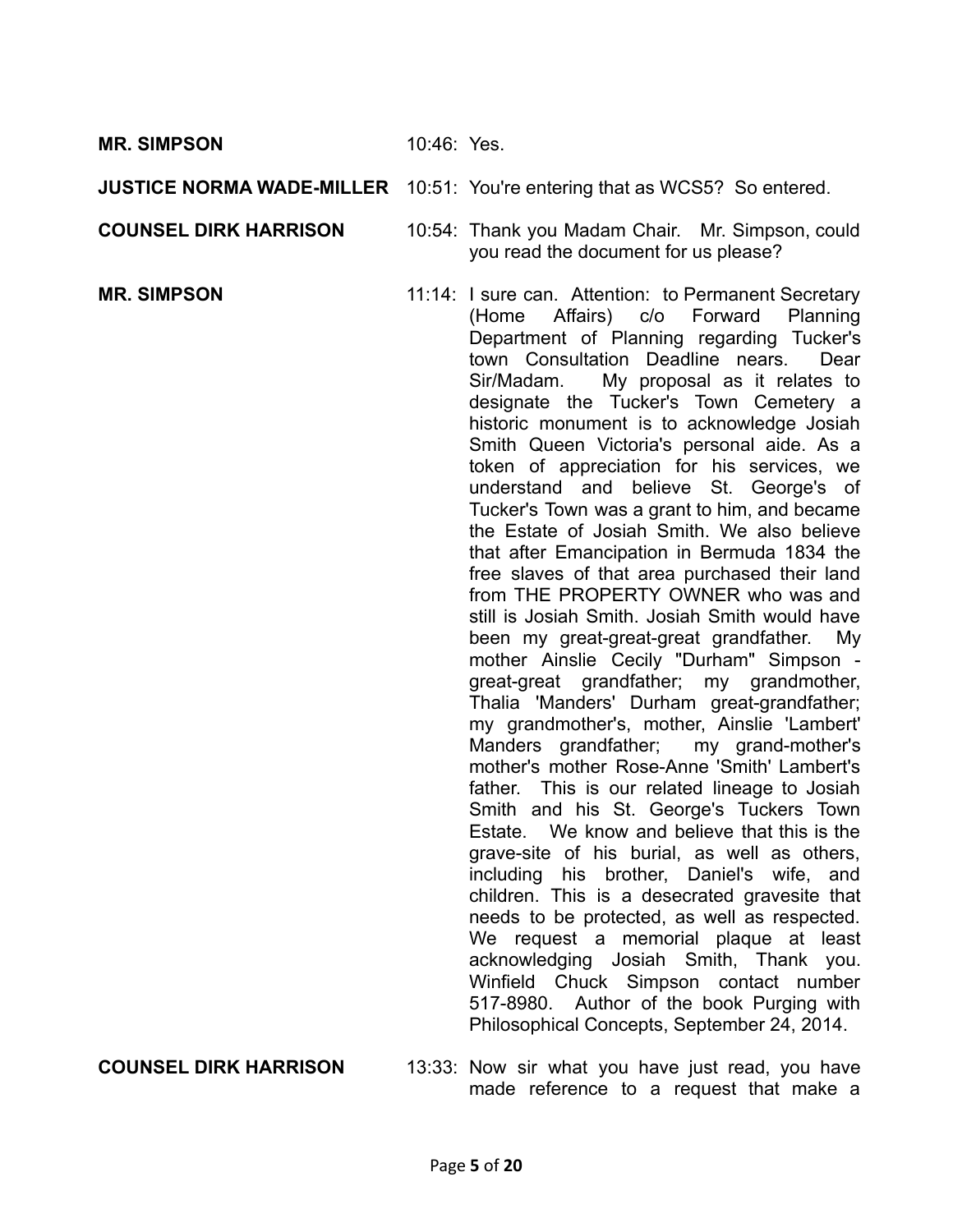**MR. SIMPSON** 10:46: Yes.

**JUSTICE NORMA WADE-MILLER** 10:51: You're entering that as WCS5? So entered.

**COUNSEL DIRK HARRISON** 10:54: Thank you Madam Chair. Mr. Simpson, could you read the document for us please?

**MR. SIMPSON** 11:14: I sure can. Attention: to Permanent Secretary (Home Affairs) c/o Forward Planning Department of Planning regarding Tucker's town Consultation Deadline nears. Dear Sir/Madam. My proposal as it relates to designate the Tucker's Town Cemetery a historic monument is to acknowledge Josiah Smith Queen Victoria's personal aide. As a token of appreciation for his services, we understand and believe St. George's of Tucker's Town was a grant to him, and became the Estate of Josiah Smith. We also believe that after Emancipation in Bermuda 1834 the free slaves of that area purchased their land from THE PROPERTY OWNER who was and still is Josiah Smith. Josiah Smith would have been my great-great-great grandfather. My mother Ainslie Cecily "Durham" Simpson - great-great grandfather; my grandmother, Thalia 'Manders' Durham great-grandfather; my grandmother's, mother, Ainslie 'Lambert' Manders grandfather; my grand-mother's mother's mother Rose-Anne 'Smith' Lambert's father. This is our related lineage to Josiah Smith and his St. George's Tuckers Town Estate. We know and believe that this is the grave-site of his burial, as well as others, including his brother, Daniel's wife, and children. This is a desecrated gravesite that needs to be protected, as well as respected. We request a memorial plaque at least acknowledging Josiah Smith, Thank you. Winfield Chuck Simpson contact number 517-8980. Author of the book Purging with Philosophical Concepts, September 24, 2014.

**COUNSEL DIRK HARRISON** 13:33: Now sir what you have just read, you have made reference to a request that make a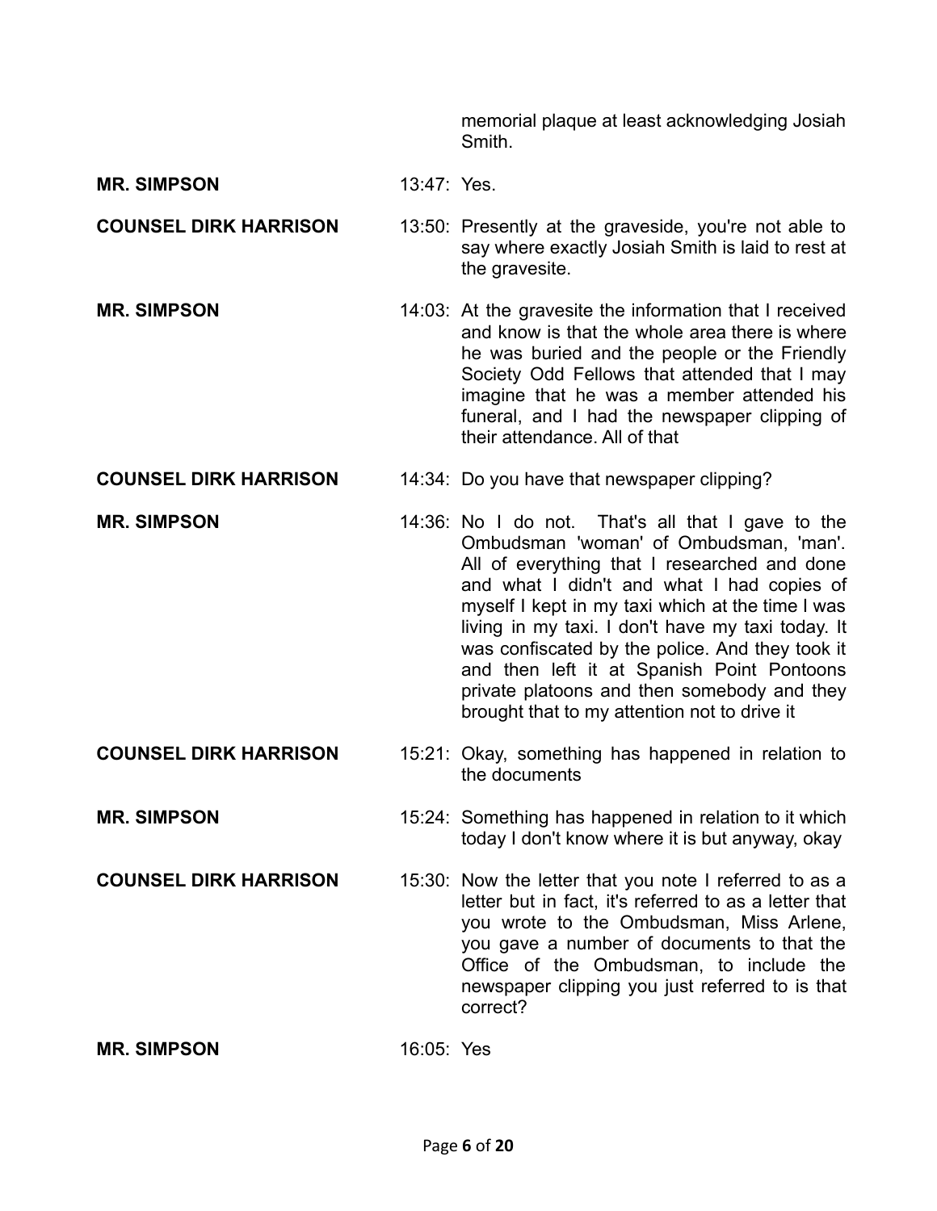memorial plaque at least acknowledging Josiah Smith.

**MR. SIMPSON** 13:47: Yes.

**COUNSEL DIRK HARRISON** 13:50: Presently at the graveside, you're not able to say where exactly Josiah Smith is laid to rest at the gravesite.

**MR. SIMPSON** 14:03: At the gravesite the information that I received and know is that the whole area there is where he was buried and the people or the Friendly Society Odd Fellows that attended that I may imagine that he was a member attended his funeral, and I had the newspaper clipping of their attendance. All of that

**COUNSEL DIRK HARRISON** 14:34: Do you have that newspaper clipping?

**MR. SIMPSON** 14:36: No I do not. That's all that I gave to the Ombudsman 'woman' of Ombudsman, 'man'. All of everything that I researched and done and what I didn't and what I had copies of myself I kept in my taxi which at the time I was living in my taxi. I don't have my taxi today. It was confiscated by the police. And they took it and then left it at Spanish Point Pontoons private platoons and then somebody and they brought that to my attention not to drive it

**COUNSEL DIRK HARRISON** 15:21: Okay, something has happened in relation to the documents

**MR. SIMPSON** 15:24: Something has happened in relation to it which today I don't know where it is but anyway, okay

**COUNSEL DIRK HARRISON** 15:30: Now the letter that you note I referred to as a letter but in fact, it's referred to as a letter that you wrote to the Ombudsman, Miss Arlene, you gave a number of documents to that the Office of the Ombudsman, to include the newspaper clipping you just referred to is that correct?

**MR. SIMPSON** 16:05: Yes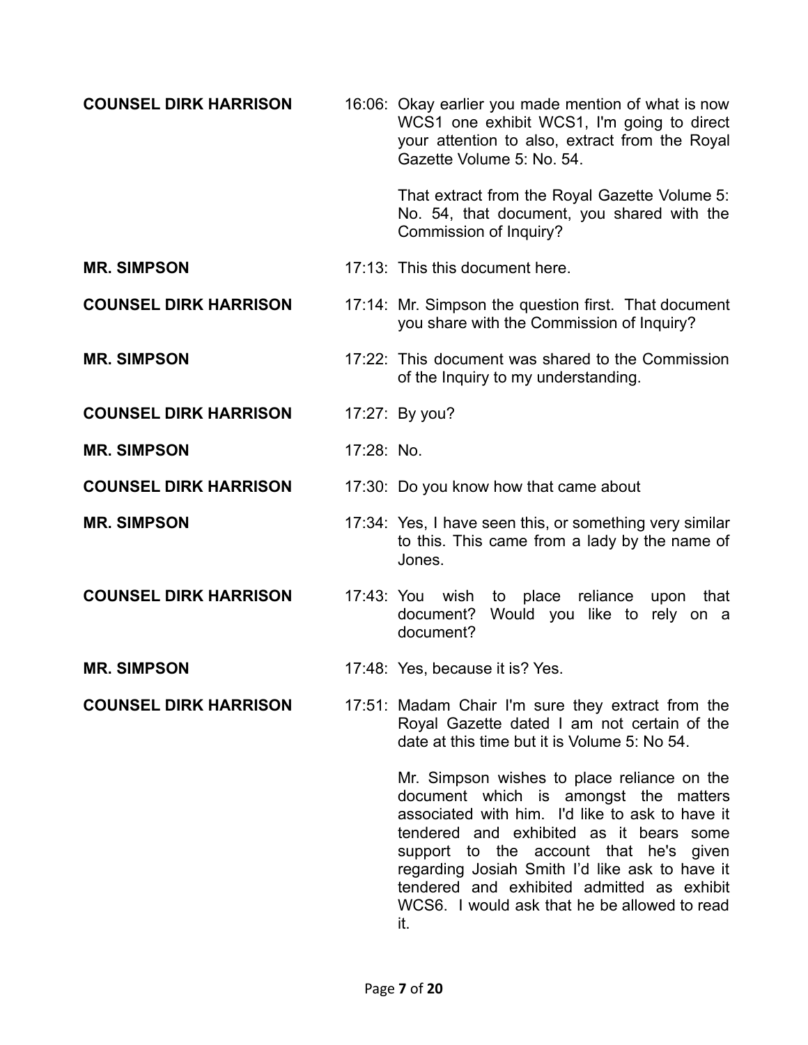**COUNSEL DIRK HARRISON** 16:06: Okay earlier you made mention of what is now WCS1 one exhibit WCS1, I'm going to direct your attention to also, extract from the Royal Gazette Volume 5: No. 54.

That extract from the Royal Gazette Volume 5: No. 54, that document, you shared with the Commission of Inquiry?

**MR. SIMPSON** 17:13: This this document here.

**COUNSEL DIRK HARRISON** 17:14: Mr. Simpson the question first. That document you share with the Commission of Inquiry?

**MR. SIMPSON** 17:22: This document was shared to the Commission of the Inquiry to my understanding.

**COUNSEL DIRK HARRISON** 17:27: By you?

**MR. SIMPSON** 17:28: No.

**COUNSEL DIRK HARRISON** 17:30: Do you know how that came about

**MR. SIMPSON** 17:34: Yes, I have seen this, or something very similar to this. This came from a lady by the name of Jones.

**COUNSEL DIRK HARRISON** 17:43: You wish to place reliance upon that document? Would you like to rely on a document?

**MR. SIMPSON** 17:48: Yes, because it is? Yes.

**COUNSEL DIRK HARRISON** 17:51: Madam Chair I'm sure they extract from the Royal Gazette dated I am not certain of the date at this time but it is Volume 5: No 54.

Mr. Simpson wishes to place reliance on the document which is amongst the matters associated with him. I'd like to ask to have it tendered and exhibited as it bears some support to the account that he's given regarding Josiah Smith I'd like ask to have it tendered and exhibited admitted as exhibit WCS6. I would ask that he be allowed to read it.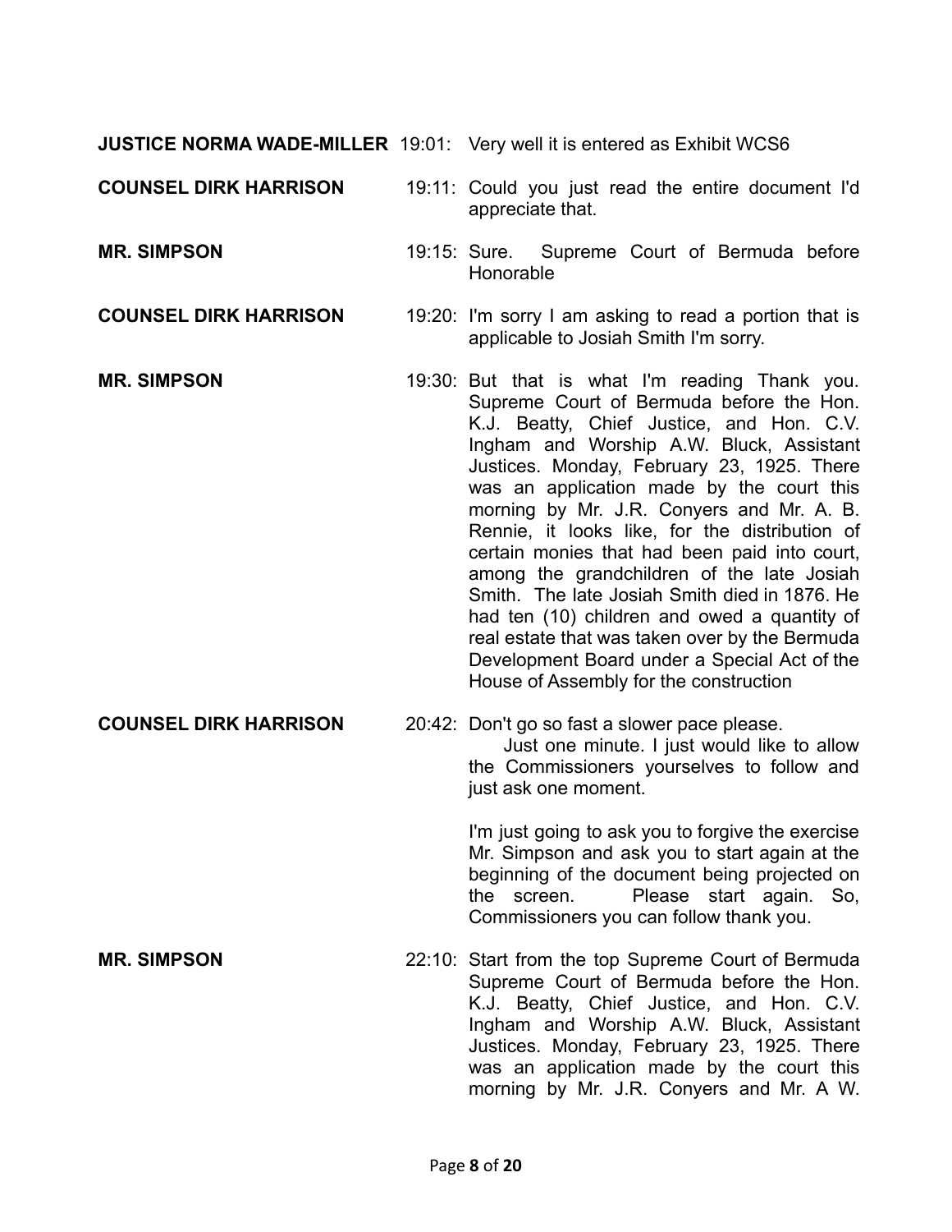**JUSTICE NORMA WADE-MILLER** 19:01: Very well it is entered as Exhibit WCS6

**COUNSEL DIRK HARRISON** 19:11: Could you just read the entire document I'd appreciate that.

**MR. SIMPSON** 19:15: Sure. Supreme Court of Bermuda before Honorable

**COUNSEL DIRK HARRISON** 19:20: I'm sorry I am asking to read a portion that is applicable to Josiah Smith I'm sorry.

**MR. SIMPSON** 19:30: But that is what I'm reading Thank you. Supreme Court of Bermuda before the Hon. K.J. Beatty, Chief Justice, and Hon. C.V. Ingham and Worship A.W. Bluck, Assistant Justices. Monday, February 23, 1925. There was an application made by the court this morning by Mr. J.R. Conyers and Mr. A. B. Rennie, it looks like, for the distribution of certain monies that had been paid into court, among the grandchildren of the late Josiah Smith. The late Josiah Smith died in 1876. He had ten (10) children and owed a quantity of real estate that was taken over by the Bermuda Development Board under a Special Act of the House of Assembly for the construction

**COUNSEL DIRK HARRISON** 20:42: Don't go so fast a slower pace please.

Just one minute. I just would like to allow the Commissioners yourselves to follow and just ask one moment.

I'm just going to ask you to forgive the exercise Mr. Simpson and ask you to start again at the beginning of the document being projected on the screen. Please start again. So, Commissioners you can follow thank you.

**MR. SIMPSON** 22:10: Start from the top Supreme Court of Bermuda Supreme Court of Bermuda before the Hon. K.J. Beatty, Chief Justice, and Hon. C.V. Ingham and Worship A.W. Bluck, Assistant Justices. Monday, February 23, 1925. There was an application made by the court this morning by Mr. J.R. Conyers and Mr. A W.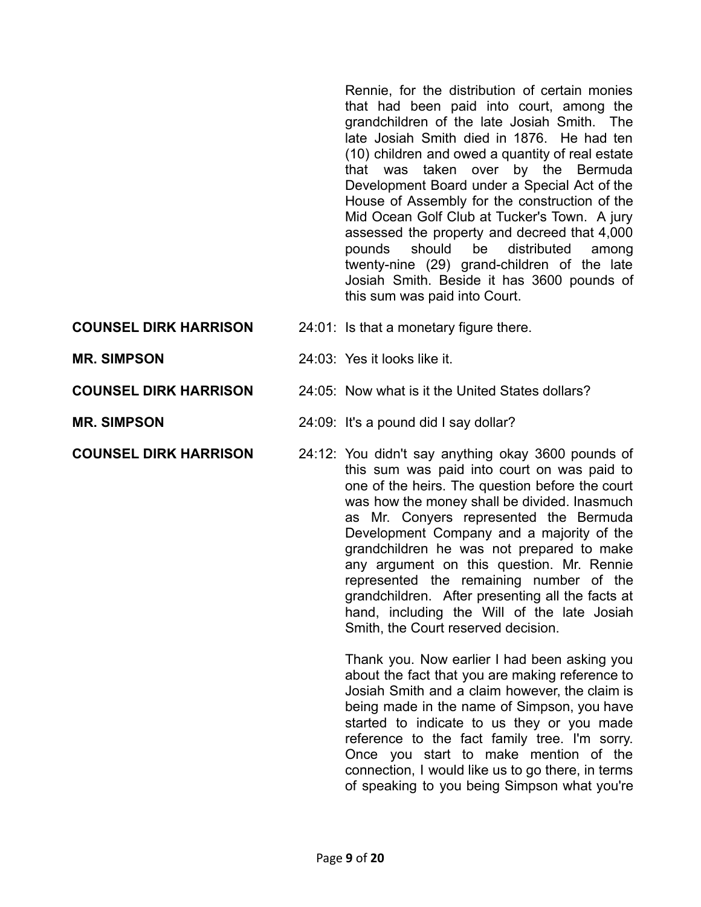Rennie, for the distribution of certain monies that had been paid into court, among the grandchildren of the late Josiah Smith. The late Josiah Smith died in 1876. He had ten (10) children and owed a quantity of real estate that was taken over by the Bermuda Development Board under a Special Act of the House of Assembly for the construction of the Mid Ocean Golf Club at Tucker's Town. A jury assessed the property and decreed that 4,000 pounds should be distributed among twenty-nine (29) grand-children of the late Josiah Smith. Beside it has 3600 pounds of this sum was paid into Court.

**COUNSEL DIRK HARRISON** 24:01: Is that a monetary figure there.

**MR. SIMPSON** 24:03: Yes it looks like it.

**COUNSEL DIRK HARRISON** 24:05: Now what is it the United States dollars?

**MR. SIMPSON** 24:09: It's a pound did I say dollar?

**COUNSEL DIRK HARRISON** 24:12: You didn't say anything okay 3600 pounds of this sum was paid into court on was paid to one of the heirs. The question before the court was how the money shall be divided. Inasmuch as Mr. Conyers represented the Bermuda Development Company and a majority of the grandchildren he was not prepared to make any argument on this question. Mr. Rennie represented the remaining number of the grandchildren. After presenting all the facts at hand, including the Will of the late Josiah Smith, the Court reserved decision.

Thank you. Now earlier I had been asking you about the fact that you are making reference to Josiah Smith and a claim however, the claim is being made in the name of Simpson, you have started to indicate to us they or you made reference to the fact family tree. I'm sorry. Once you start to make mention of the connection, I would like us to go there, in terms of speaking to you being Simpson what you're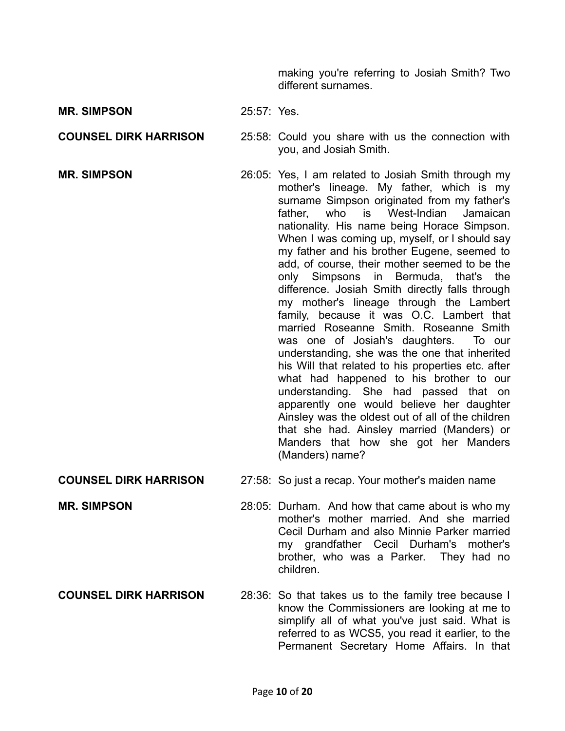making you're referring to Josiah Smith? Two different surnames.

**MR. SIMPSON** 25:57: Yes.

**COUNSEL DIRK HARRISON** 25:58: Could you share with us the connection with you, and Josiah Smith.

**MR. SIMPSON** 26:05: Yes, I am related to Josiah Smith through my mother's lineage. My father, which is my surname Simpson originated from my father's father, who is West-Indian Jamaican nationality. His name being Horace Simpson. When I was coming up, myself, or I should say my father and his brother Eugene, seemed to add, of course, their mother seemed to be the only Simpsons in Bermuda, that's the difference. Josiah Smith directly falls through my mother's lineage through the Lambert family, because it was O.C. Lambert that married Roseanne Smith. Roseanne Smith was one of Josiah's daughters. To our understanding, she was the one that inherited his Will that related to his properties etc. after what had happened to his brother to our understanding. She had passed that on apparently one would believe her daughter Ainsley was the oldest out of all of the children that she had. Ainsley married (Manders) or Manders that how she got her Manders (Manders) name?

**COUNSEL DIRK HARRISON** 27:58: So just a recap. Your mother's maiden name

**MR. SIMPSON** 28:05: Durham. And how that came about is who my mother's mother married. And she married Cecil Durham and also Minnie Parker married my grandfather Cecil Durham's mother's brother, who was a Parker. They had no children.

**COUNSEL DIRK HARRISON** 28:36: So that takes us to the family tree because I know the Commissioners are looking at me to simplify all of what you've just said. What is referred to as WCS5, you read it earlier, to the Permanent Secretary Home Affairs. In that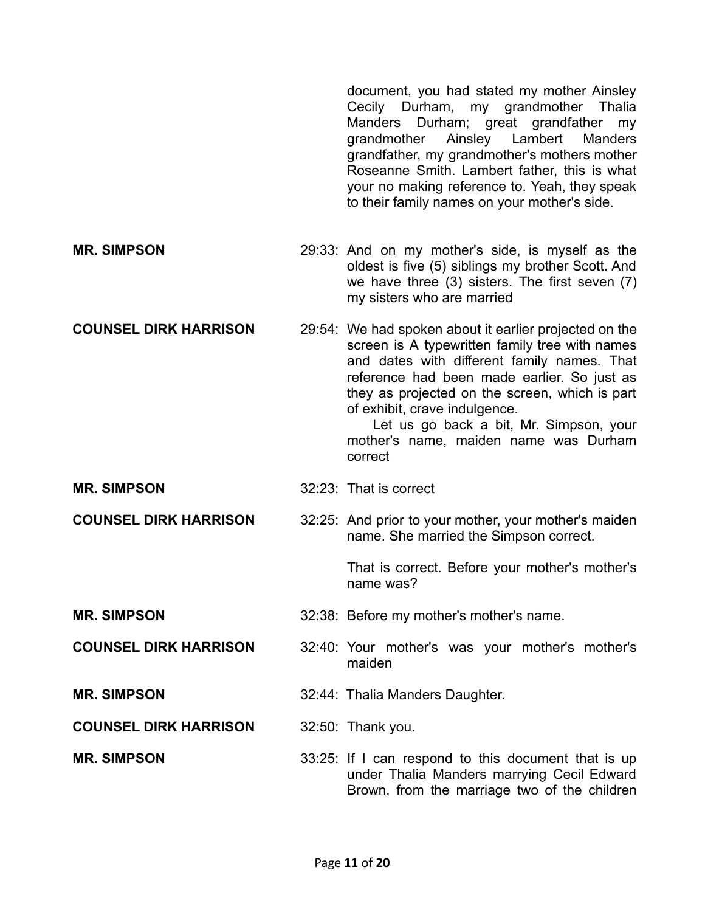document, you had stated my mother Ainsley Cecily Durham, my grandmother Thalia Manders Durham; great grandfather my grandmother Ainsley Lambert Manders grandfather, my grandmother's mothers mother Roseanne Smith. Lambert father, this is what your no making reference to. Yeah, they speak to their family names on your mother's side.

**MR. SIMPSON** 29:33: And on my mother's side, is myself as the oldest is five (5) siblings my brother Scott. And we have three (3) sisters. The first seven (7) my sisters who are married

**COUNSEL DIRK HARRISON** 29:54: We had spoken about it earlier projected on the screen is A typewritten family tree with names and dates with different family names. That reference had been made earlier. So just as they as projected on the screen, which is part of exhibit, crave indulgence.

Let us go back a bit, Mr. Simpson, your mother's name, maiden name was Durham correct

**MR. SIMPSON** 32:23: That is correct

**COUNSEL DIRK HARRISON** 32:25: And prior to your mother, your mother's maiden name. She married the Simpson correct.

That is correct. Before your mother's mother's name was?

**MR. SIMPSON** 32:38: Before my mother's mother's name.

**COUNSEL DIRK HARRISON** 32:40: Your mother's was your mother's mother's maiden

**MR. SIMPSON** 32:44: Thalia Manders Daughter.

**COUNSEL DIRK HARRISON** 32:50: Thank you.

**MR. SIMPSON** 33:25: If I can respond to this document that is up under Thalia Manders marrying Cecil Edward Brown, from the marriage two of the children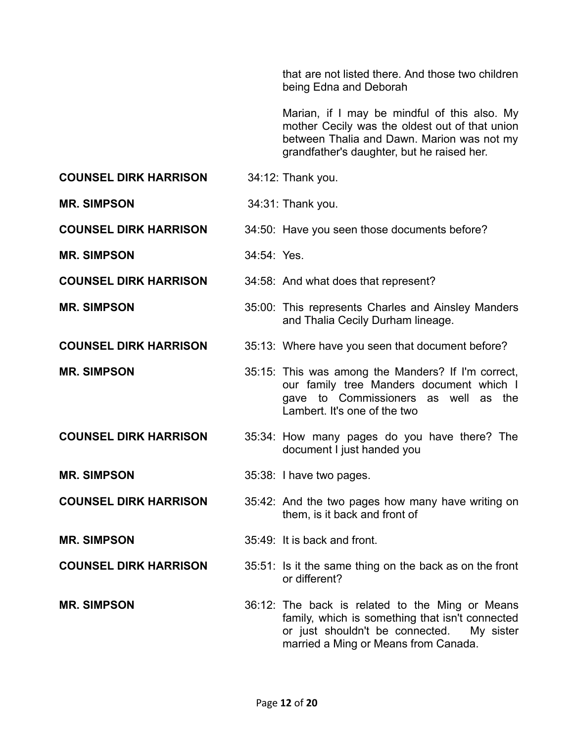that are not listed there. And those two children being Edna and Deborah

Marian, if I may be mindful of this also. My mother Cecily was the oldest out of that union between Thalia and Dawn. Marion was not my grandfather's daughter, but he raised her.

**COUNSEL DIRK HARRISON** 34:12: Thank you.

**MR. SIMPSON** 34:31: Thank you.

**COUNSEL DIRK HARRISON** 34:50: Have you seen those documents before?

**MR. SIMPSON** 34:54: Yes.

**COUNSEL DIRK HARRISON** 34:58: And what does that represent?

**MR. SIMPSON** 35:00: This represents Charles and Ainsley Manders and Thalia Cecily Durham lineage.

**COUNSEL DIRK HARRISON** 35:13: Where have you seen that document before?

**MR. SIMPSON** 35:15: This was among the Manders? If I'm correct, our family tree Manders document which I gave to Commissioners as well as the Lambert. It's one of the two

**COUNSEL DIRK HARRISON** 35:34: How many pages do you have there? The document I just handed you

**MR. SIMPSON** 35:38: I have two pages.

**COUNSEL DIRK HARRISON** 35:42: And the two pages how many have writing on them, is it back and front of

**MR. SIMPSON** 35:49: It is back and front.

**COUNSEL DIRK HARRISON** 35:51: Is it the same thing on the back as on the front or different?

**MR. SIMPSON** 36:12: The back is related to the Ming or Means family, which is something that isn't connected or just shouldn't be connected. My sister married a Ming or Means from Canada.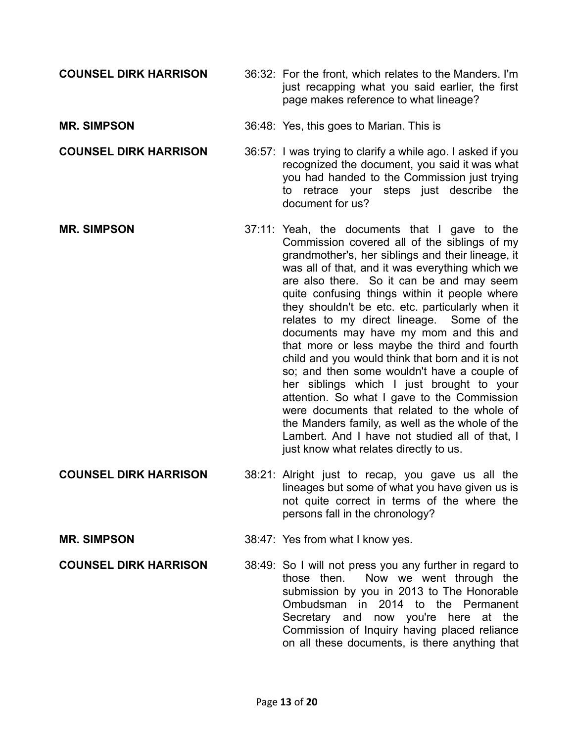**COUNSEL DIRK HARRISON** 36:32: For the front, which relates to the Manders. I'm just recapping what you said earlier, the first page makes reference to what lineage?

**MR. SIMPSON** 36:48: Yes, this goes to Marian. This is

**COUNSEL DIRK HARRISON** 36:57: I was trying to clarify a while ago. I asked if you recognized the document, you said it was what you had handed to the Commission just trying to retrace your steps just describe the document for us?

**MR. SIMPSON** 37:11: Yeah, the documents that I gave to the Commission covered all of the siblings of my grandmother's, her siblings and their lineage, it was all of that, and it was everything which we are also there. So it can be and may seem quite confusing things within it people where they shouldn't be etc. etc. particularly when it relates to my direct lineage. Some of the documents may have my mom and this and that more or less maybe the third and fourth child and you would think that born and it is not so; and then some wouldn't have a couple of her siblings which I just brought to your attention. So what I gave to the Commission were documents that related to the whole of the Manders family, as well as the whole of the Lambert. And I have not studied all of that, I just know what relates directly to us.

**COUNSEL DIRK HARRISON** 38:21: Alright just to recap, you gave us all the lineages but some of what you have given us is not quite correct in terms of the where the persons fall in the chronology?

**MR. SIMPSON** 38:47: Yes from what I know yes.

**COUNSEL DIRK HARRISON** 38:49: So I will not press you any further in regard to those then. Now we went through the submission by you in 2013 to The Honorable Ombudsman in 2014 to the Permanent Secretary and now you're here at the Commission of Inquiry having placed reliance on all these documents, is there anything that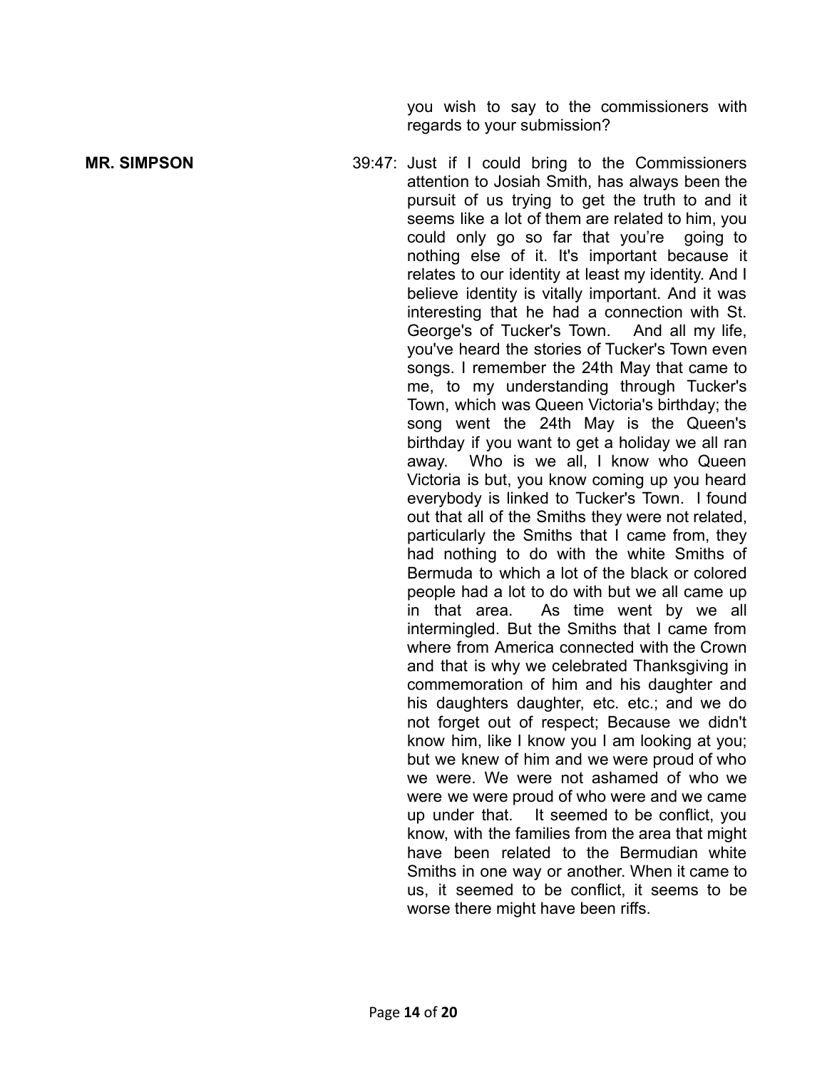you wish to say to the commissioners with regards to your submission?

**MR. SIMPSON** 39:47: Just if I could bring to the Commissioners attention to Josiah Smith, has always been the pursuit of us trying to get the truth to and it seems like a lot of them are related to him, you could only go so far that you're going to nothing else of it. It's important because it relates to our identity at least my identity. And I believe identity is vitally important. And it was interesting that he had a connection with St. George's of Tucker's Town. And all my life, you've heard the stories of Tucker's Town even songs. I remember the 24th May that came to me, to my understanding through Tucker's Town, which was Queen Victoria's birthday; the song went the 24th May is the Queen's birthday if you want to get a holiday we all ran away. Who is we all, I know who Queen Victoria is but, you know coming up you heard everybody is linked to Tucker's Town. I found out that all of the Smiths they were not related, particularly the Smiths that I came from, they had nothing to do with the white Smiths of Bermuda to which a lot of the black or colored people had a lot to do with but we all came up in that area. As time went by we all intermingled. But the Smiths that I came from where from America connected with the Crown and that is why we celebrated Thanksgiving in commemoration of him and his daughter and his daughters daughter, etc. etc.; and we do not forget out of respect; Because we didn't know him, like I know you I am looking at you; but we knew of him and we were proud of who we were. We were not ashamed of who we were we were proud of who were and we came up under that. It seemed to be conflict, you know, with the families from the area that might have been related to the Bermudian white Smiths in one way or another. When it came to us, it seemed to be conflict, it seems to be worse there might have been riffs.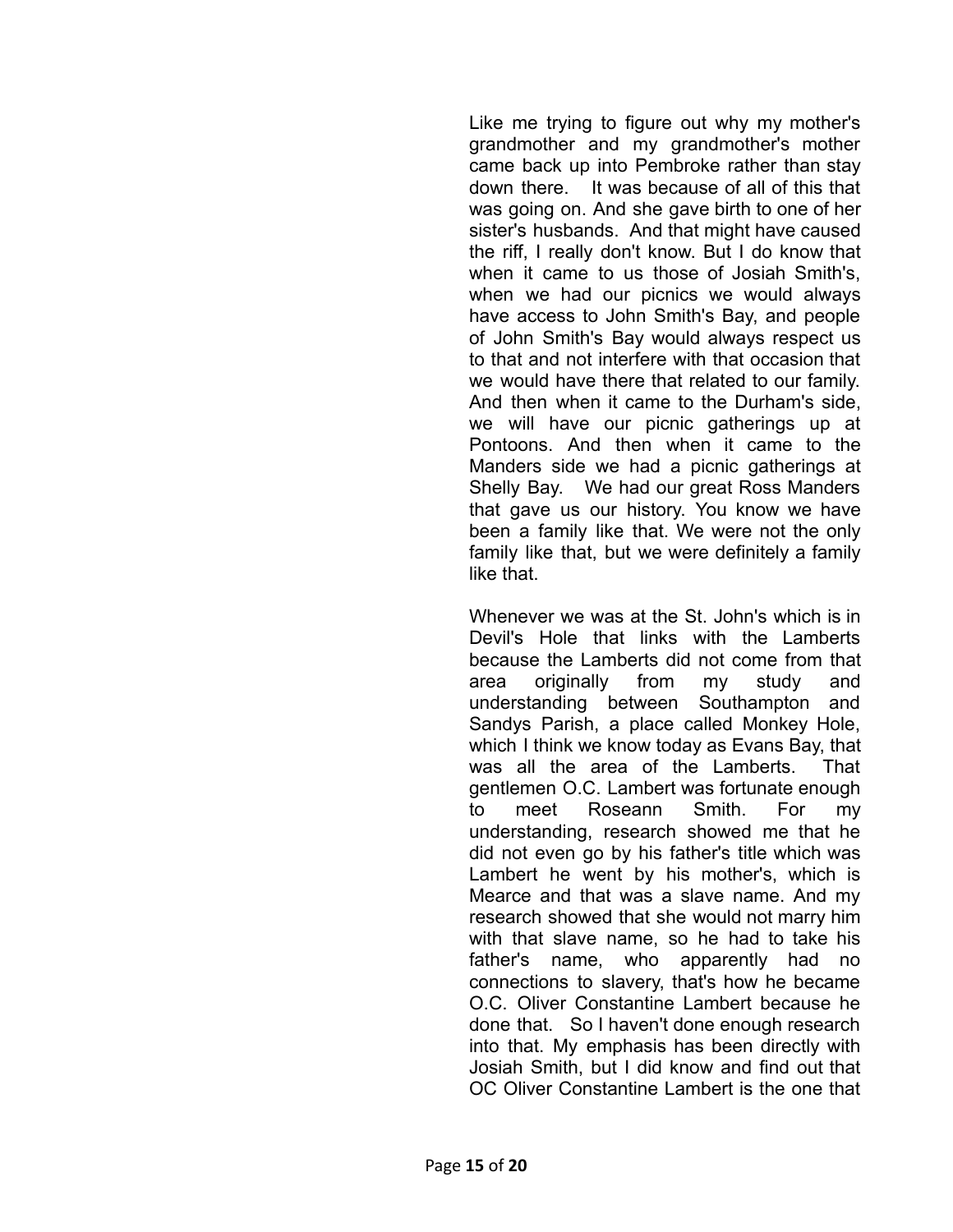Like me trying to figure out why my mother's grandmother and my grandmother's mother came back up into Pembroke rather than stay down there. It was because of all of this that was going on. And she gave birth to one of her sister's husbands. And that might have caused the riff, I really don't know. But I do know that when it came to us those of Josiah Smith's, when we had our picnics we would always have access to John Smith's Bay, and people of John Smith's Bay would always respect us to that and not interfere with that occasion that we would have there that related to our family. And then when it came to the Durham's side, we will have our picnic gatherings up at Pontoons. And then when it came to the Manders side we had a picnic gatherings at Shelly Bay. We had our great Ross Manders that gave us our history. You know we have been a family like that. We were not the only family like that, but we were definitely a family like that.

Whenever we was at the St. John's which is in Devil's Hole that links with the Lamberts because the Lamberts did not come from that area originally from my study and understanding between Southampton and Sandys Parish, a place called Monkey Hole, which I think we know today as Evans Bay, that was all the area of the Lamberts. That gentlemen O.C. Lambert was fortunate enough to meet Roseann Smith. For my understanding, research showed me that he did not even go by his father's title which was Lambert he went by his mother's, which is Mearce and that was a slave name. And my research showed that she would not marry him with that slave name, so he had to take his father's name, who apparently had no connections to slavery, that's how he became O.C. Oliver Constantine Lambert because he done that. So I haven't done enough research into that. My emphasis has been directly with Josiah Smith, but I did know and find out that OC Oliver Constantine Lambert is the one that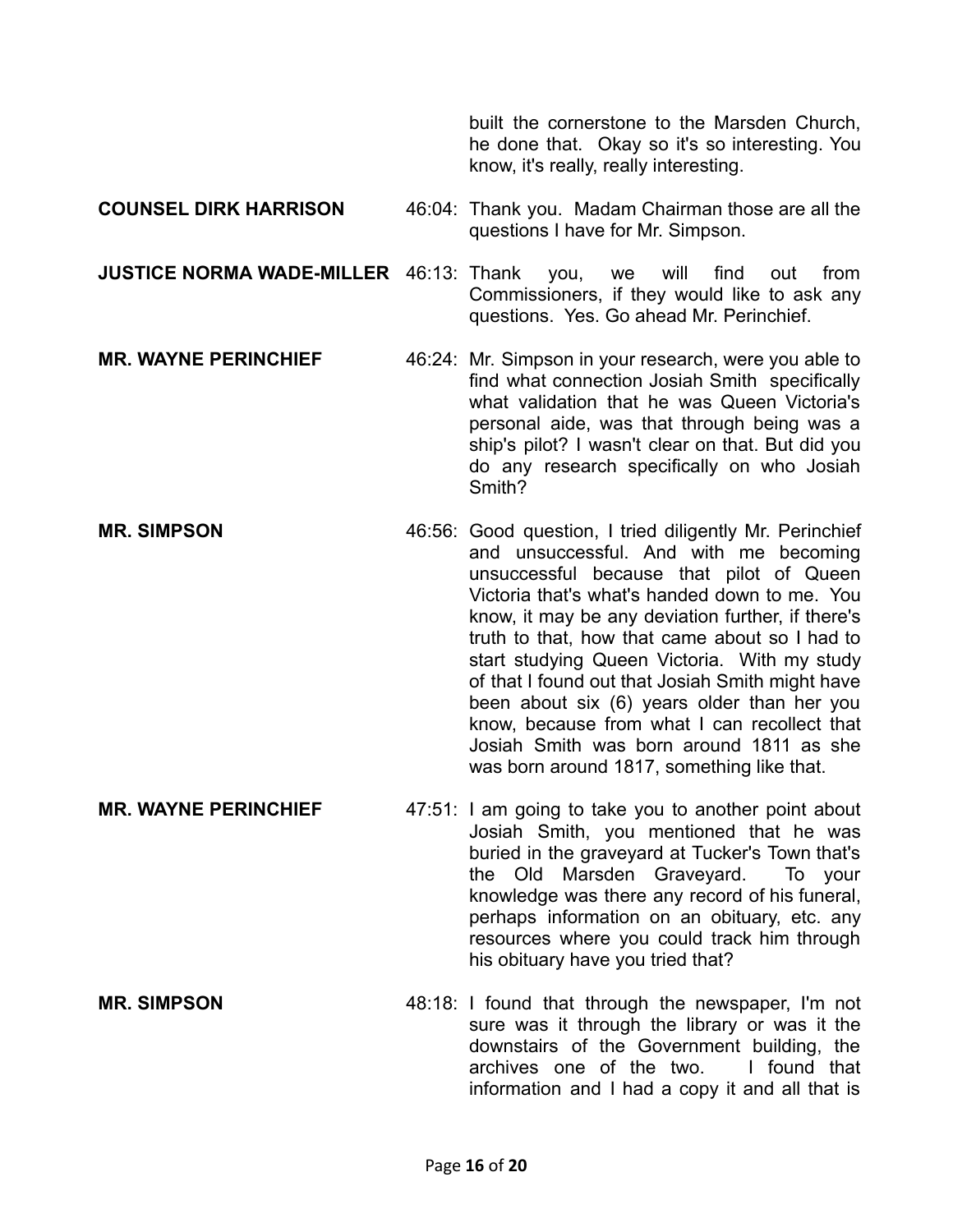built the cornerstone to the Marsden Church, he done that. Okay so it's so interesting. You know, it's really, really interesting.

**COUNSEL DIRK HARRISON** 46:04: Thank you. Madam Chairman those are all the questions I have for Mr. Simpson.

**JUSTICE NORMA WADE-MILLER** 46:13: Thank you, we will find out from Commissioners, if they would like to ask any questions. Yes. Go ahead Mr. Perinchief.

**MR. WAYNE PERINCHIEF** 46:24: Mr. Simpson in your research, were you able to find what connection Josiah Smith specifically what validation that he was Queen Victoria's personal aide, was that through being was a ship's pilot? I wasn't clear on that. But did you do any research specifically on who Josiah Smith?

**MR. SIMPSON** 46:56: Good question, I tried diligently Mr. Perinchief and unsuccessful. And with me becoming unsuccessful because that pilot of Queen Victoria that's what's handed down to me. You know, it may be any deviation further, if there's truth to that, how that came about so I had to start studying Queen Victoria. With my study of that I found out that Josiah Smith might have been about six (6) years older than her you know, because from what I can recollect that Josiah Smith was born around 1811 as she was born around 1817, something like that.

**MR. WAYNE PERINCHIEF** 47:51: I am going to take you to another point about Josiah Smith, you mentioned that he was buried in the graveyard at Tucker's Town that's the Old Marsden Graveyard. To your knowledge was there any record of his funeral, perhaps information on an obituary, etc. any resources where you could track him through his obituary have you tried that?

**MR. SIMPSON** 48:18: I found that through the newspaper, I'm not sure was it through the library or was it the downstairs of the Government building, the archives one of the two. I found that information and I had a copy it and all that is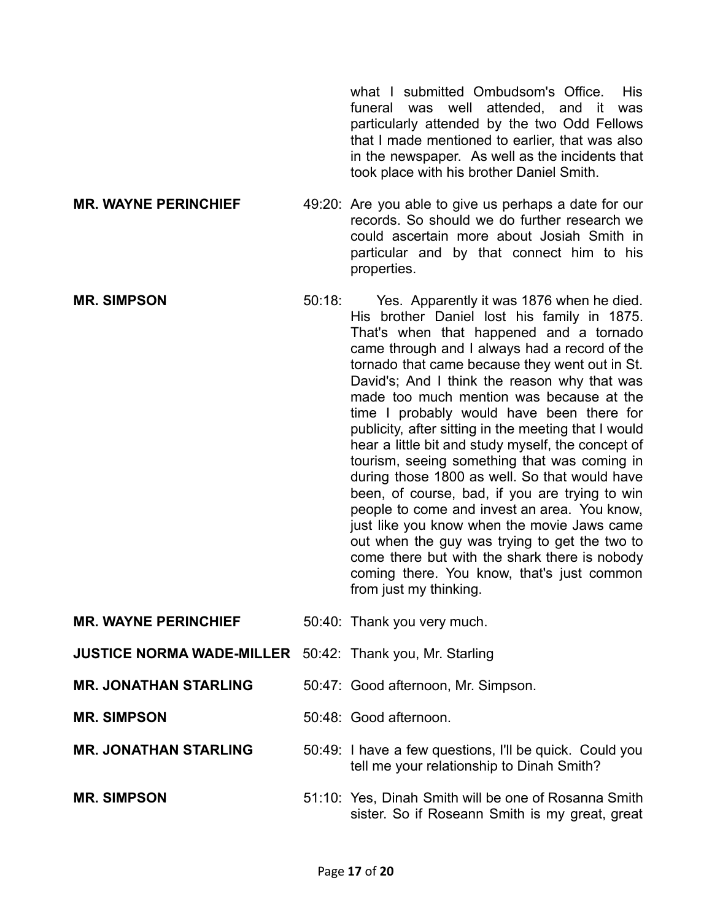what I submitted Ombudsom's Office. His funeral was well attended, and it was particularly attended by the two Odd Fellows that I made mentioned to earlier, that was also in the newspaper. As well as the incidents that took place with his brother Daniel Smith.

**MR. WAYNE PERINCHIEF** 49:20: Are you able to give us perhaps a date for our records. So should we do further research we could ascertain more about Josiah Smith in particular and by that connect him to his properties.

**MR. SIMPSON** 50:18: Yes. Apparently it was 1876 when he died. His brother Daniel lost his family in 1875. That's when that happened and a tornado came through and I always had a record of the tornado that came because they went out in St. David's; And I think the reason why that was made too much mention was because at the time I probably would have been there for publicity, after sitting in the meeting that I would hear a little bit and study myself, the concept of tourism, seeing something that was coming in during those 1800 as well. So that would have been, of course, bad, if you are trying to win people to come and invest an area. You know, just like you know when the movie Jaws came out when the guy was trying to get the two to come there but with the shark there is nobody coming there. You know, that's just common from just my thinking.

**MR. WAYNE PERINCHIEF** 50:40: Thank you very much.

**JUSTICE NORMA WADE-MILLER** 50:42: Thank you, Mr. Starling

**MR. JONATHAN STARLING** 50:47: Good afternoon, Mr. Simpson.

**MR. SIMPSON** 50:48: Good afternoon.

**MR. JONATHAN STARLING** 50:49: I have a few questions, I'll be quick. Could you tell me your relationship to Dinah Smith?

**MR. SIMPSON** 51:10: Yes, Dinah Smith will be one of Rosanna Smith sister. So if Roseann Smith is my great, great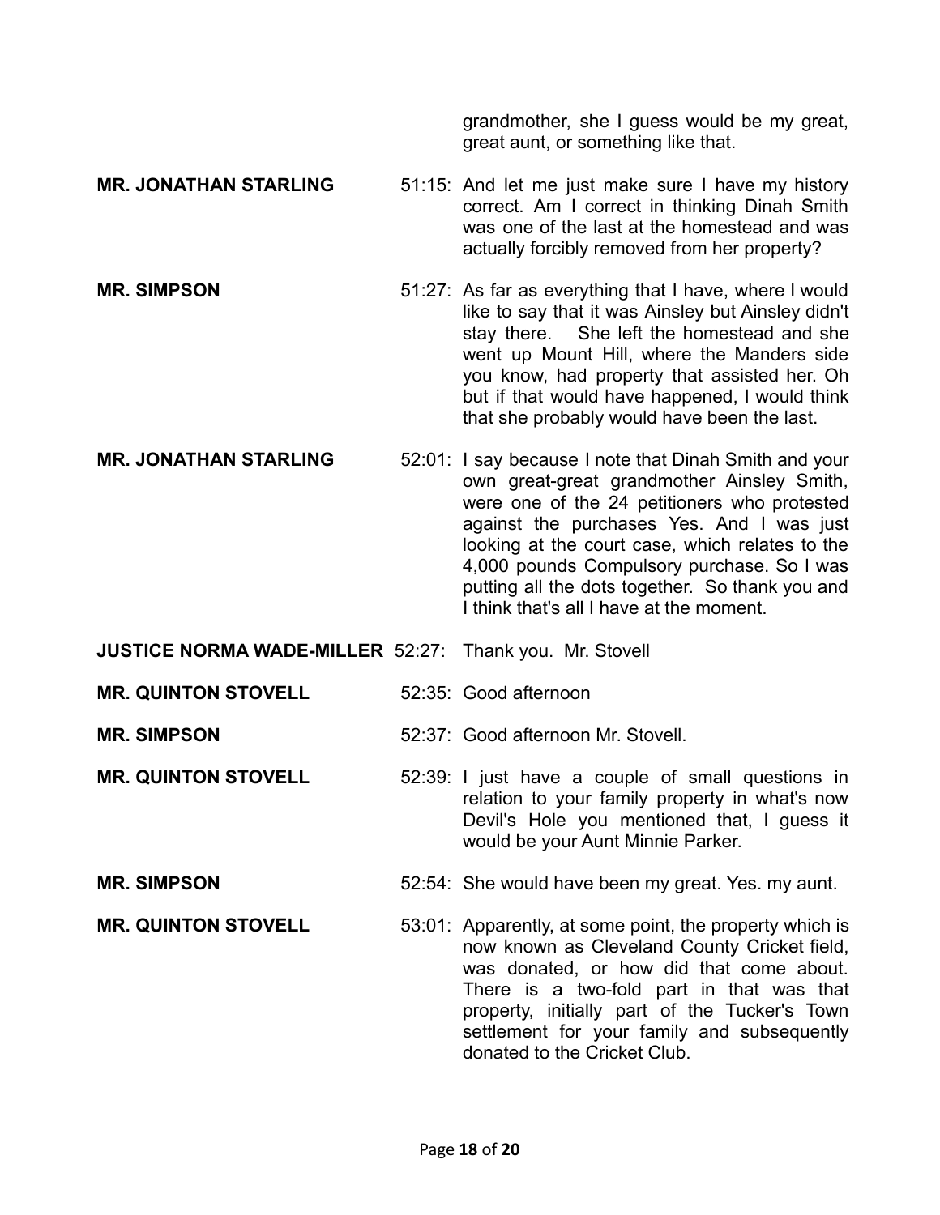grandmother, she I guess would be my great, great aunt, or something like that.

**MR. JONATHAN STARLING** 51:15: And let me just make sure I have my history correct. Am I correct in thinking Dinah Smith was one of the last at the homestead and was actually forcibly removed from her property?

**MR. SIMPSON** 51:27: As far as everything that I have, where I would like to say that it was Ainsley but Ainsley didn't stay there. She left the homestead and she went up Mount Hill, where the Manders side you know, had property that assisted her. Oh but if that would have happened, I would think that she probably would have been the last.

**MR. JONATHAN STARLING** 52:01: I say because I note that Dinah Smith and your own great-great grandmother Ainsley Smith, were one of the 24 petitioners who protested against the purchases Yes. And I was just looking at the court case, which relates to the 4,000 pounds Compulsory purchase. So I was putting all the dots together. So thank you and I think that's all I have at the moment.

**JUSTICE NORMA WADE-MILLER** 52:27: Thank you. Mr. Stovell

**MR. QUINTON STOVELL** 52:35: Good afternoon

**MR. SIMPSON** 52:37: Good afternoon Mr. Stovell.

**MR. QUINTON STOVELL** 52:39: I just have a couple of small questions in relation to your family property in what's now Devil's Hole you mentioned that, I guess it would be your Aunt Minnie Parker.

**MR. SIMPSON** 52:54: She would have been my great. Yes. my aunt.

**MR. QUINTON STOVELL** 53:01: Apparently, at some point, the property which is now known as Cleveland County Cricket field, was donated, or how did that come about. There is a two-fold part in that was that property, initially part of the Tucker's Town settlement for your family and subsequently donated to the Cricket Club.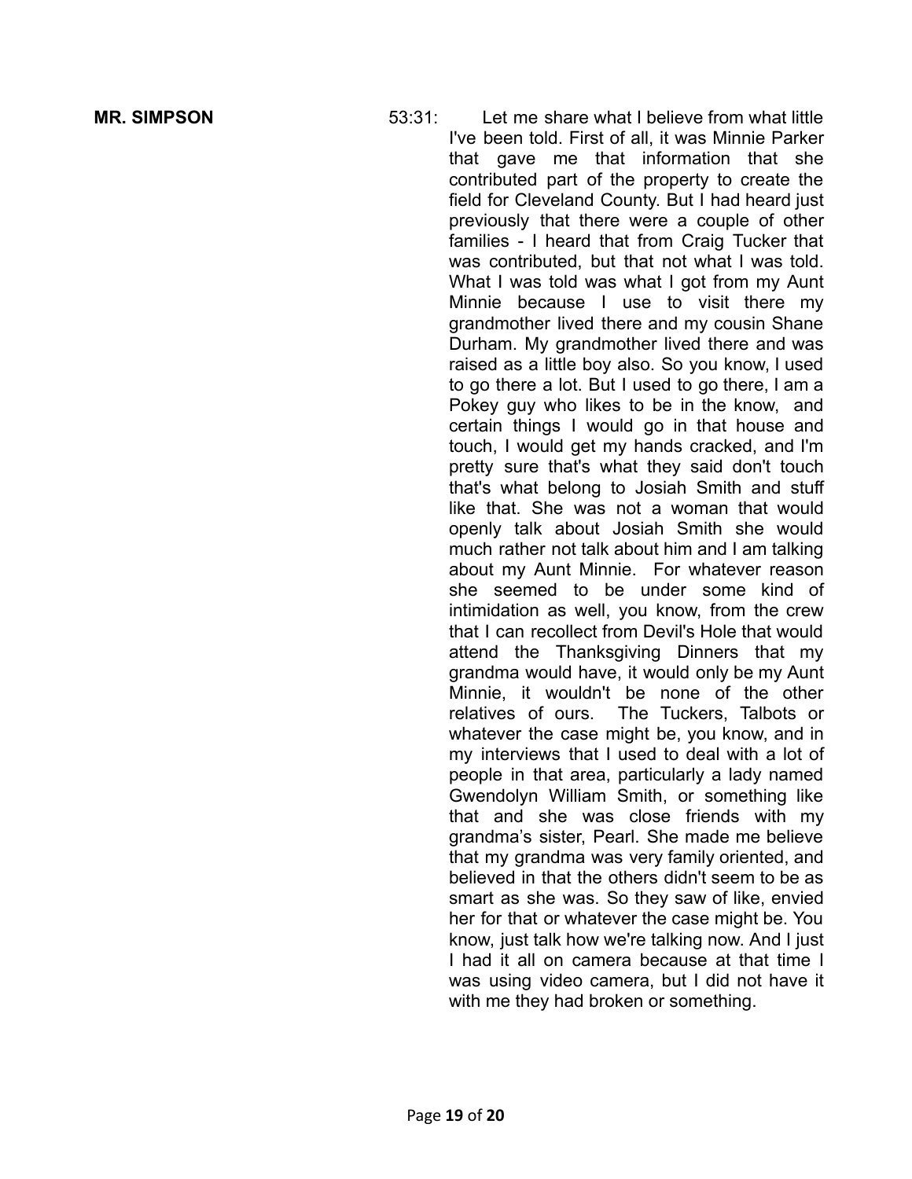**MR. SIMPSON** 53:31: Let me share what I believe from what little I've been told. First of all, it was Minnie Parker that gave me that information that she contributed part of the property to create the field for Cleveland County. But I had heard just previously that there were a couple of other families - I heard that from Craig Tucker that was contributed, but that not what I was told. What I was told was what I got from my Aunt Minnie because I use to visit there my grandmother lived there and my cousin Shane Durham. My grandmother lived there and was raised as a little boy also. So you know, I used to go there a lot. But I used to go there, I am a Pokey guy who likes to be in the know, and certain things I would go in that house and touch, I would get my hands cracked, and I'm pretty sure that's what they said don't touch that's what belong to Josiah Smith and stuff like that. She was not a woman that would openly talk about Josiah Smith she would much rather not talk about him and I am talking about my Aunt Minnie. For whatever reason she seemed to be under some kind of intimidation as well, you know, from the crew that I can recollect from Devil's Hole that would attend the Thanksgiving Dinners that my grandma would have, it would only be my Aunt Minnie, it wouldn't be none of the other relatives of ours. The Tuckers, Talbots or whatever the case might be, you know, and in my interviews that I used to deal with a lot of people in that area, particularly a lady named Gwendolyn William Smith, or something like that and she was close friends with my grandma's sister, Pearl. She made me believe that my grandma was very family oriented, and believed in that the others didn't seem to be as smart as she was. So they saw of like, envied her for that or whatever the case might be. You know, just talk how we're talking now. And I just I had it all on camera because at that time I was using video camera, but I did not have it with me they had broken or something.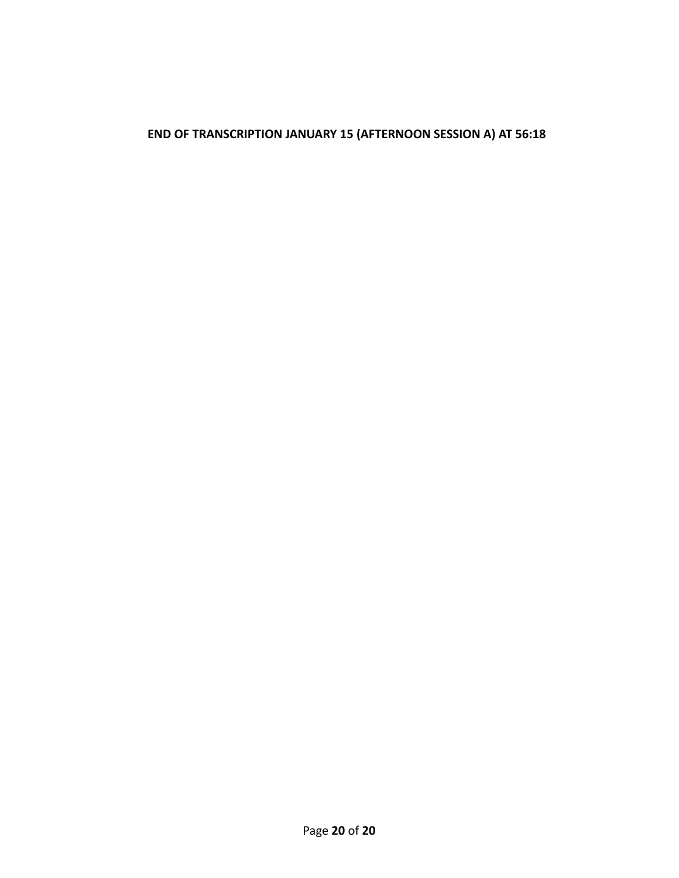**END OF TRANSCRIPTION JANUARY 15 (AFTERNOON SESSION A) AT 56:18**